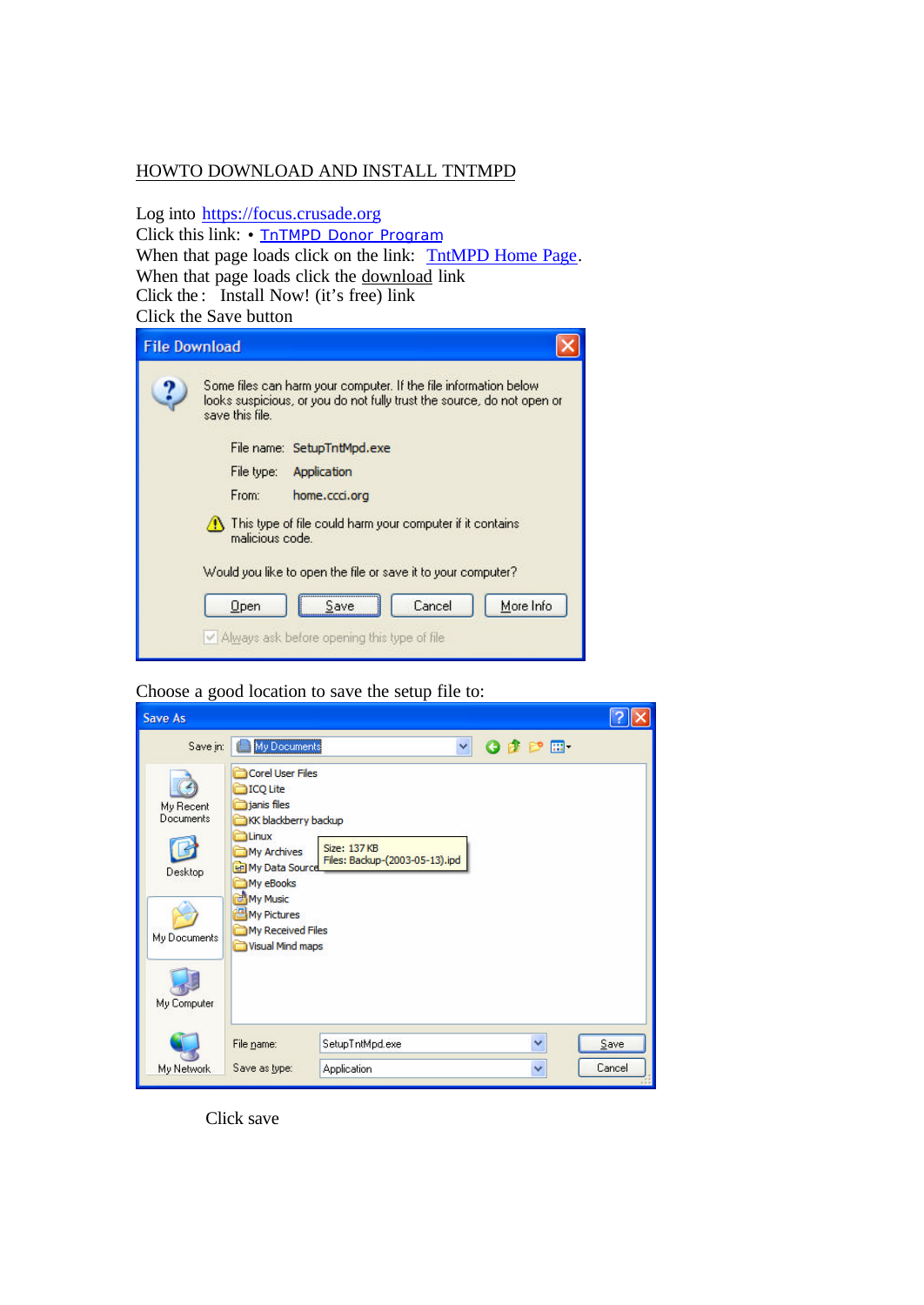HOWTO DOWNLOAD AND INSTALL TNTMPD

Log into https://focus.crusade.org

Click this link: • TnTMPD Donor Program

When that page loads click on the link: TntMPD Home Page.

When that page loads click the download link

Click the : Install Now! (it's free) link

Click the Save button

Choose a good location to save the setup file to:

Click save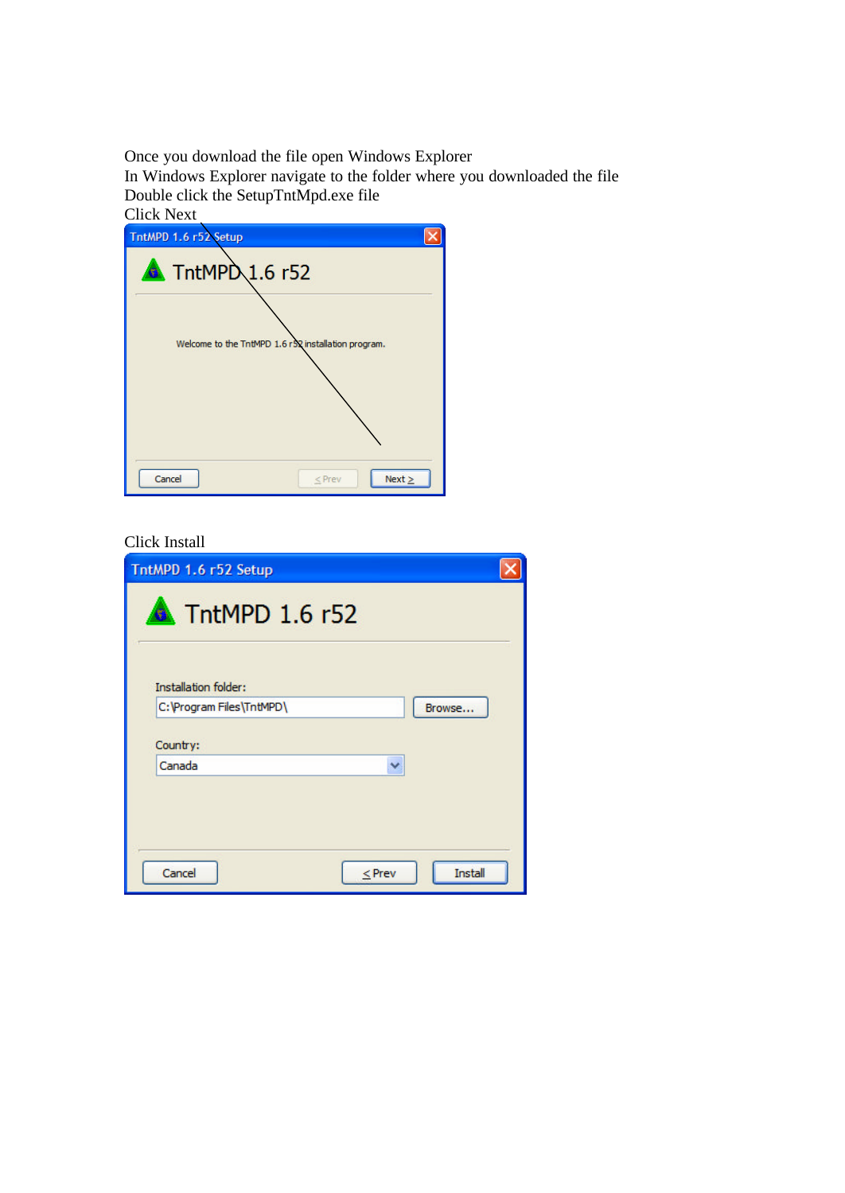Once you download the file open Windows Explorer
In Windows Explorer navigate to the folder where you downloaded the file
Double click the SetupTntMpd.exe file
Click Next

Click Install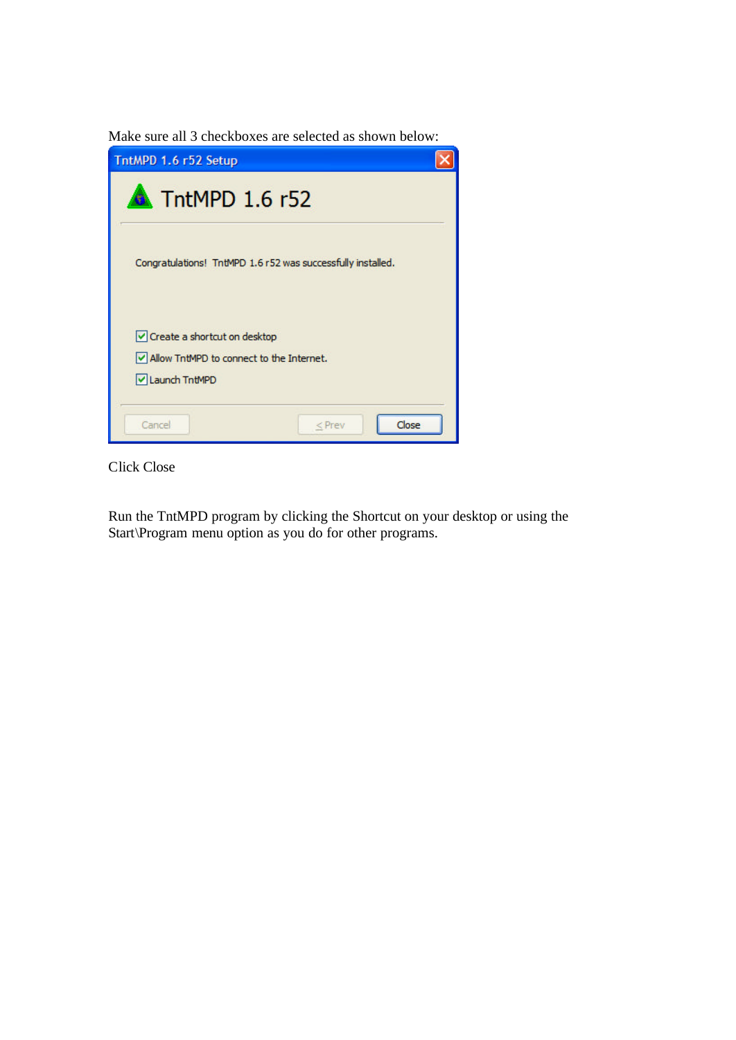Make sure all 3 checkboxes are selected as shown below:

Click Close

Run the TntMPD program by clicking the Shortcut on your desktop or using the Start\Program menu option as you do for other programs.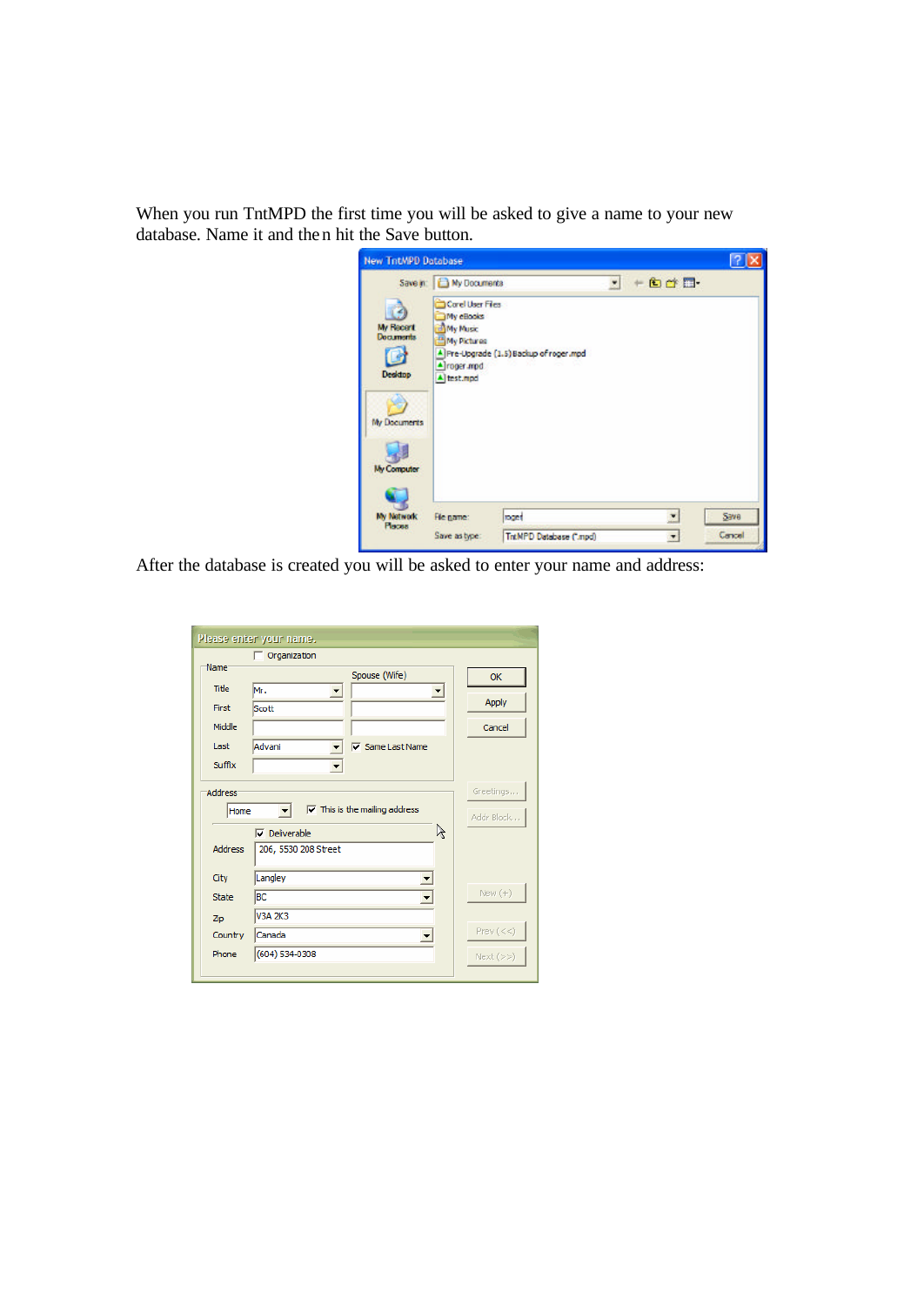When you run TntMPD the first time you will be asked to give a name to your new database. Name it and then hit the Save button.

After the database is created you will be asked to enter your name and address: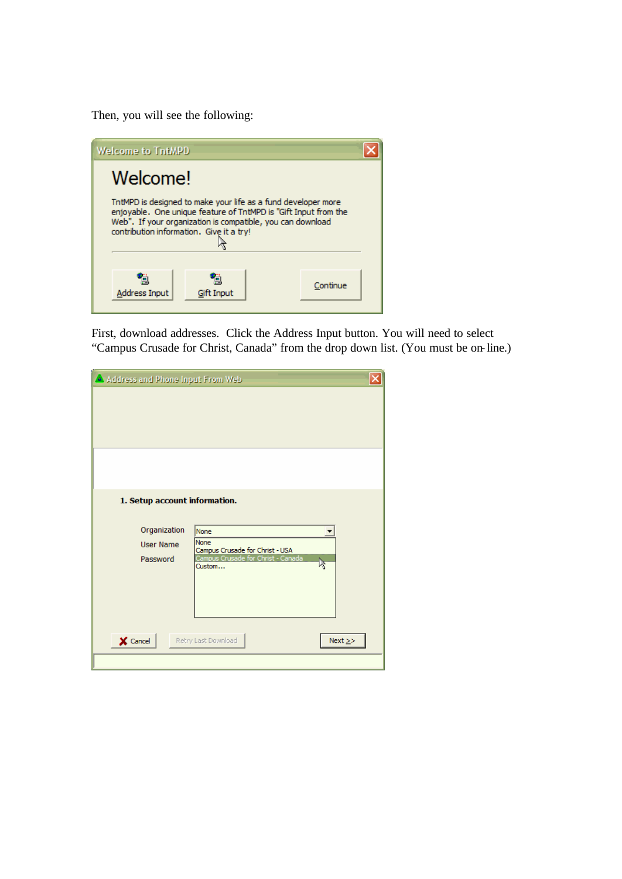Then, you will see the following:

First, download addresses. Click the Address Input button. You will need to select "Campus Crusade for Christ, Canada" from the drop down list. (You must be on-line.)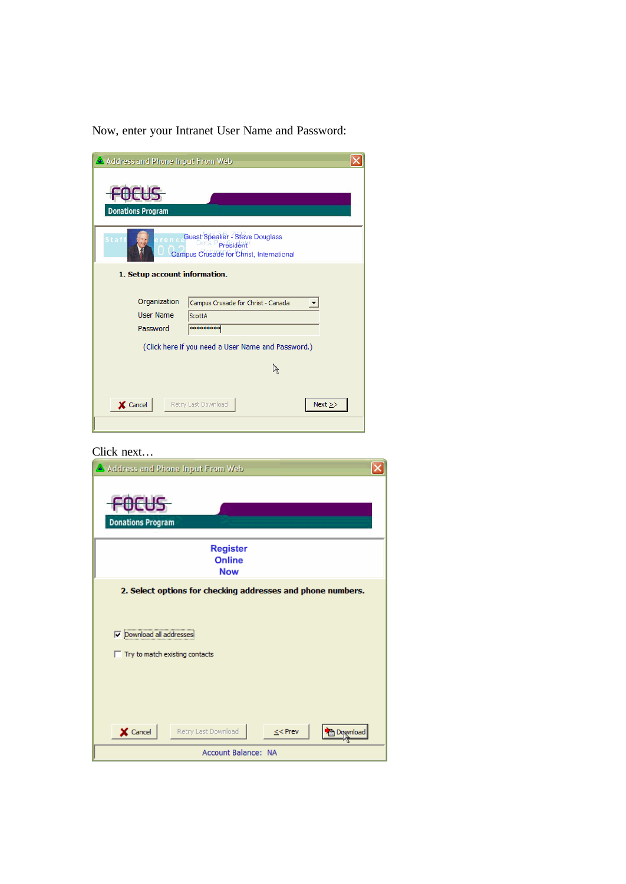Now, enter your Intranet User Name and Password:

Address and Phone Input From Web

FOCUS
Donations Program

Guest Speaker - Steve Douglass
President
Campus Crusade for Christ, International

1. Setup account information.

Organization: Campus Crusade for Christ - Canada
User Name: ScottA
Password: *********

(Click here if you need a User Name and Password.)

Cancel | Retry Last Download | Next >>

Click next…

Address and Phone Input From Web

FOCUS
Donations Program

Register
Online
Now

2. Select options for checking addresses and phone numbers.

- [x] Download all addresses
- [ ] Try to match existing contacts

Cancel | Retry Last Download | << Prev | Download

Account Balance: NA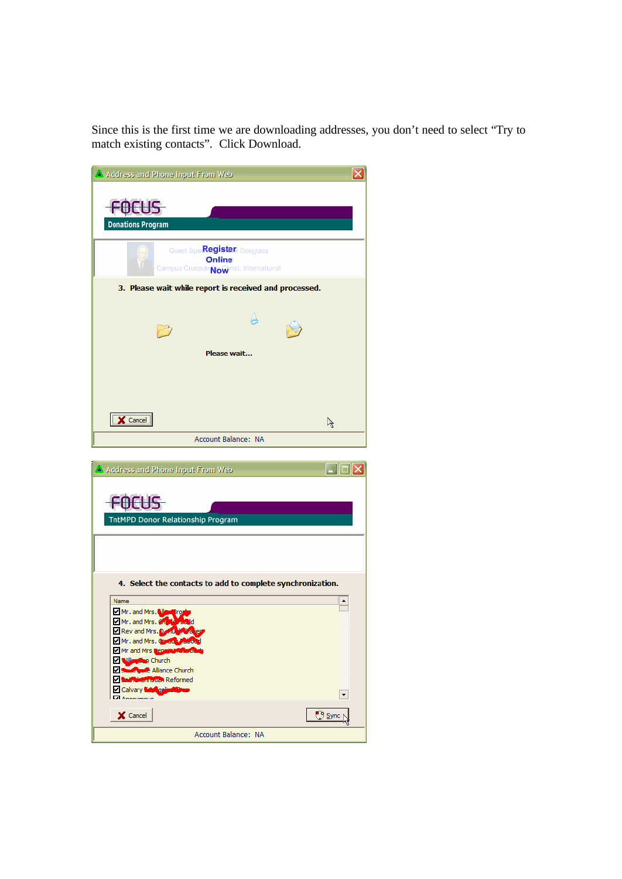Since this is the first time we are downloading addresses, you don't need to select "Try to match existing contacts". Click Download.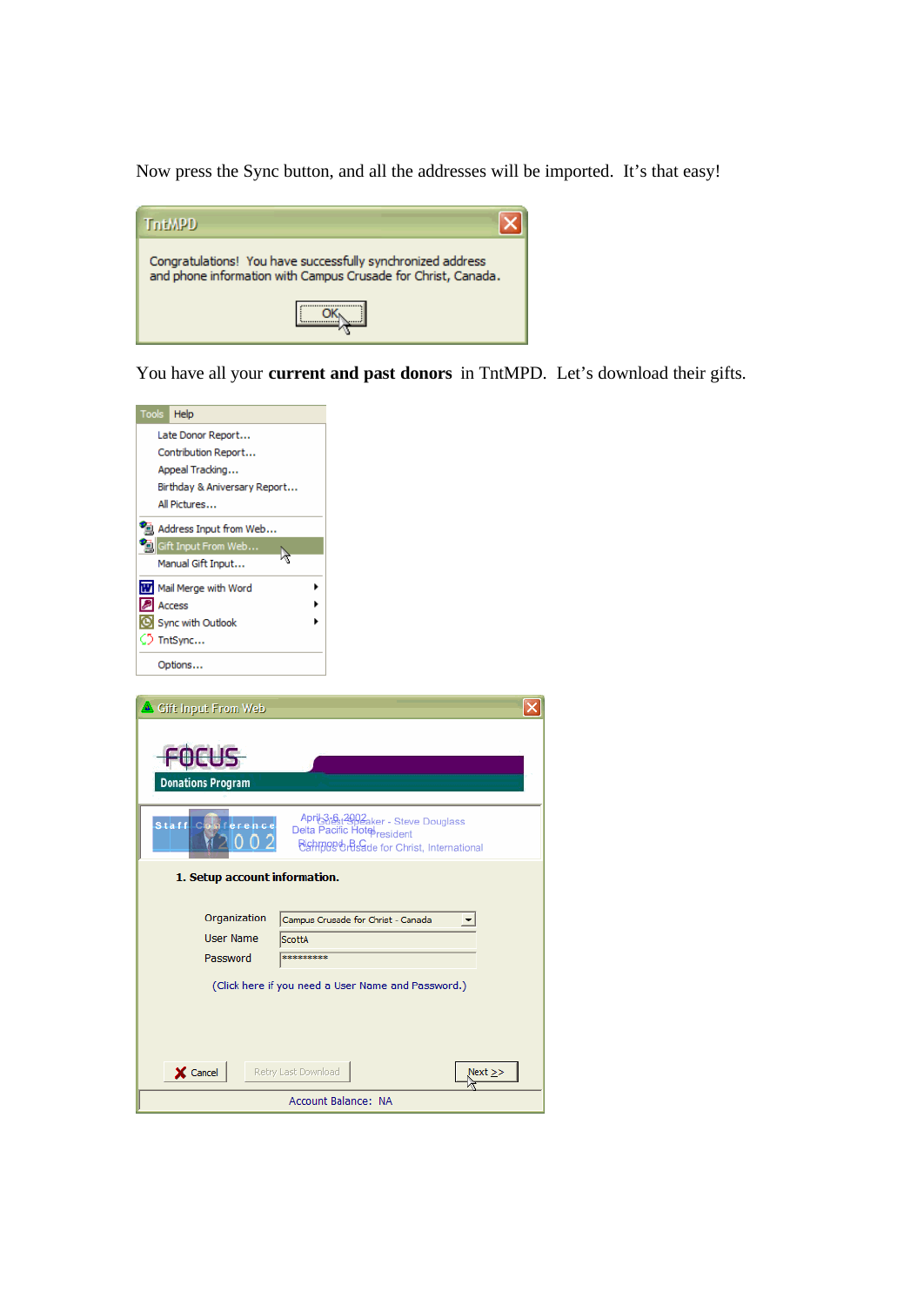Now press the Sync button, and all the addresses will be imported.  It's that easy!

TntMPD

Congratulations!  You have successfully synchronized address and phone information with Campus Crusade for Christ, Canada.

OK

You have all your **current and past donors** in TntMPD.  Let's download their gifts.

Tools  Help

- Late Donor Report...
- Contribution Report...
- Appeal Tracking...
- Birthday & Aniversary Report...
- All Pictures...
- Address Input from Web...
- Gift Input From Web...
- Manual Gift Input...
- Mail Merge with Word
- Access
- Sync with Outlook
- TntSync...
- Options...

Gift Input From Web

FOCUS Donations Program

1. Setup account information.

Organization: Campus Crusade for Christ - Canada

User Name: ScottA

Password: *********

(Click here if you need a User Name and Password.)

Cancel | Retry Last Download | Next >>

Account Balance: NA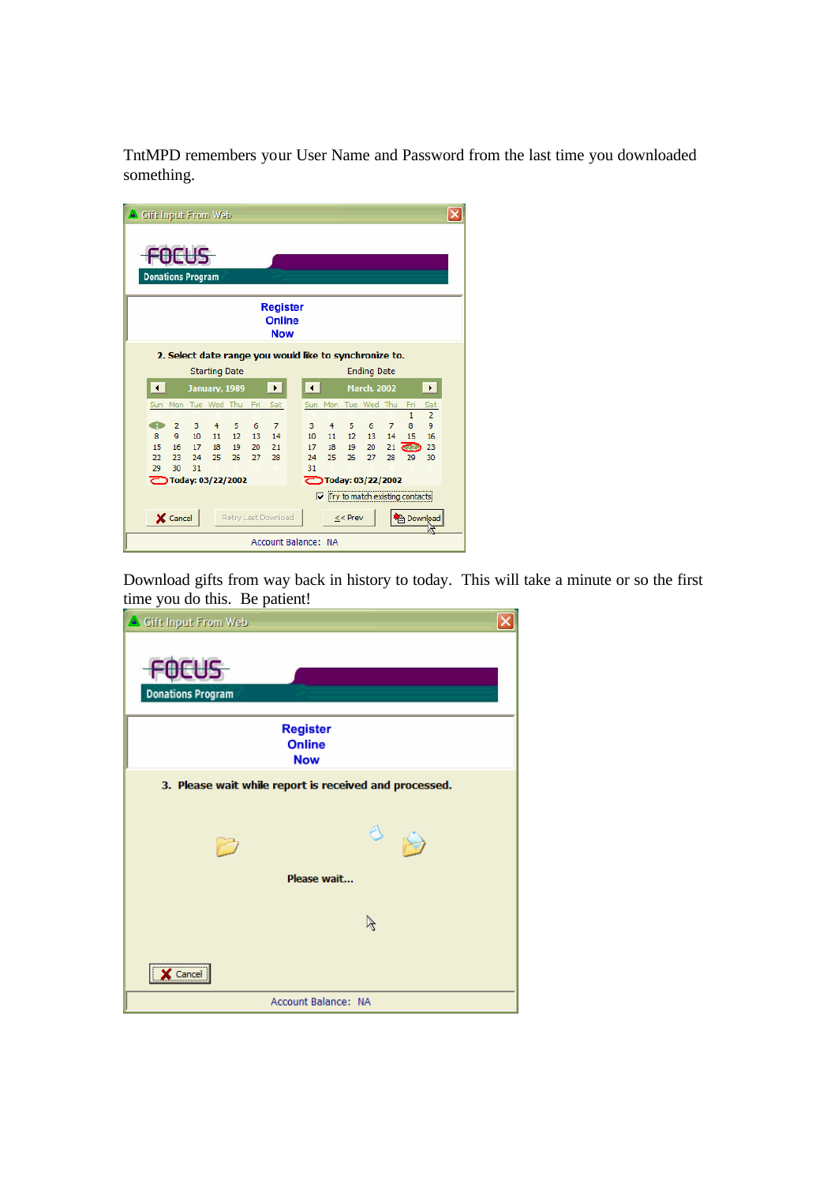TntMPD remembers your User Name and Password from the last time you downloaded something.

Download gifts from way back in history to today. This will take a minute or so the first time you do this. Be patient!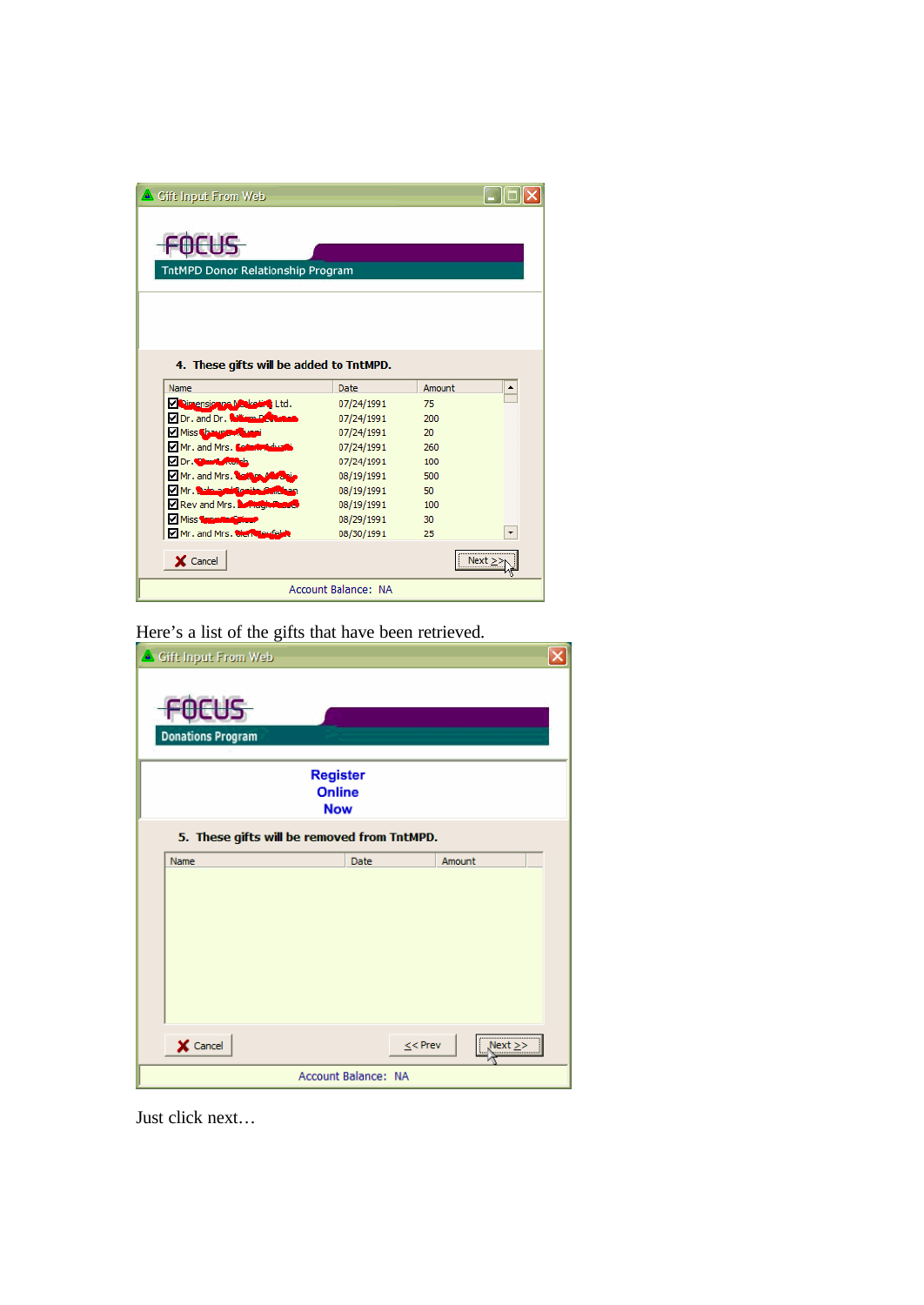Here's a list of the gifts that have been retrieved.

Just click next…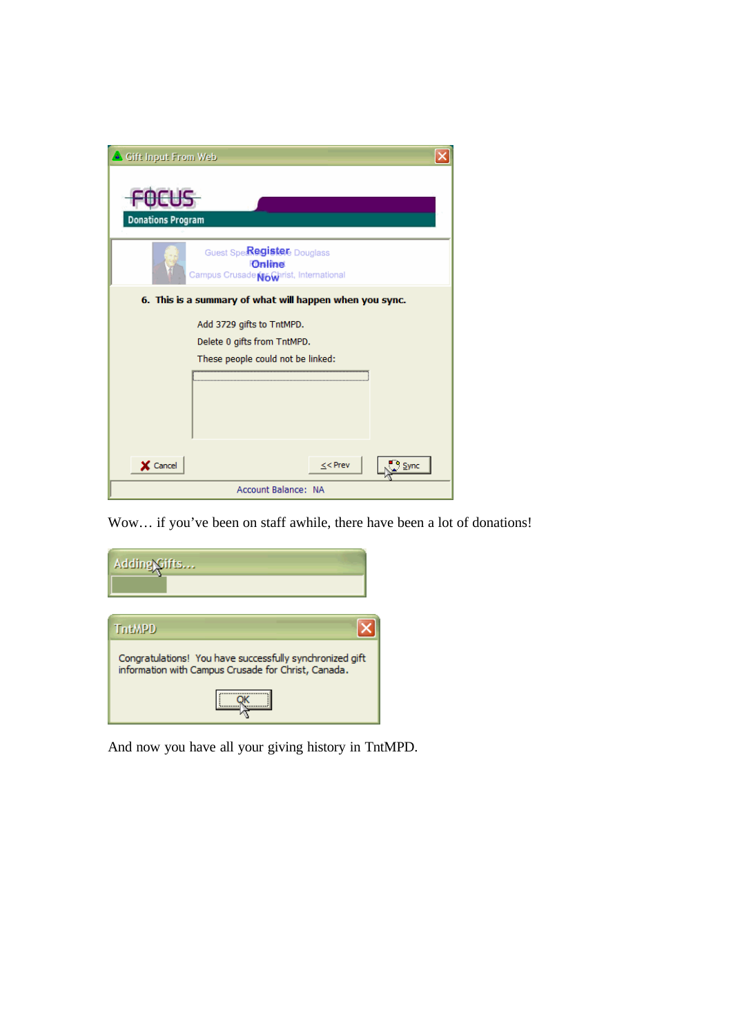Gift Input From Web

FOCUS

Donations Program

6. This is a summary of what will happen when you sync.

Add 3729 gifts to TntMPD.

Delete 0 gifts from TntMPD.

These people could not be linked:

Cancel | << Prev | Sync

Account Balance: NA

Wow… if you've been on staff awhile, there have been a lot of donations!

Adding Gifts…

TntMPD

Congratulations! You have successfully synchronized gift information with Campus Crusade for Christ, Canada.

OK

And now you have all your giving history in TntMPD.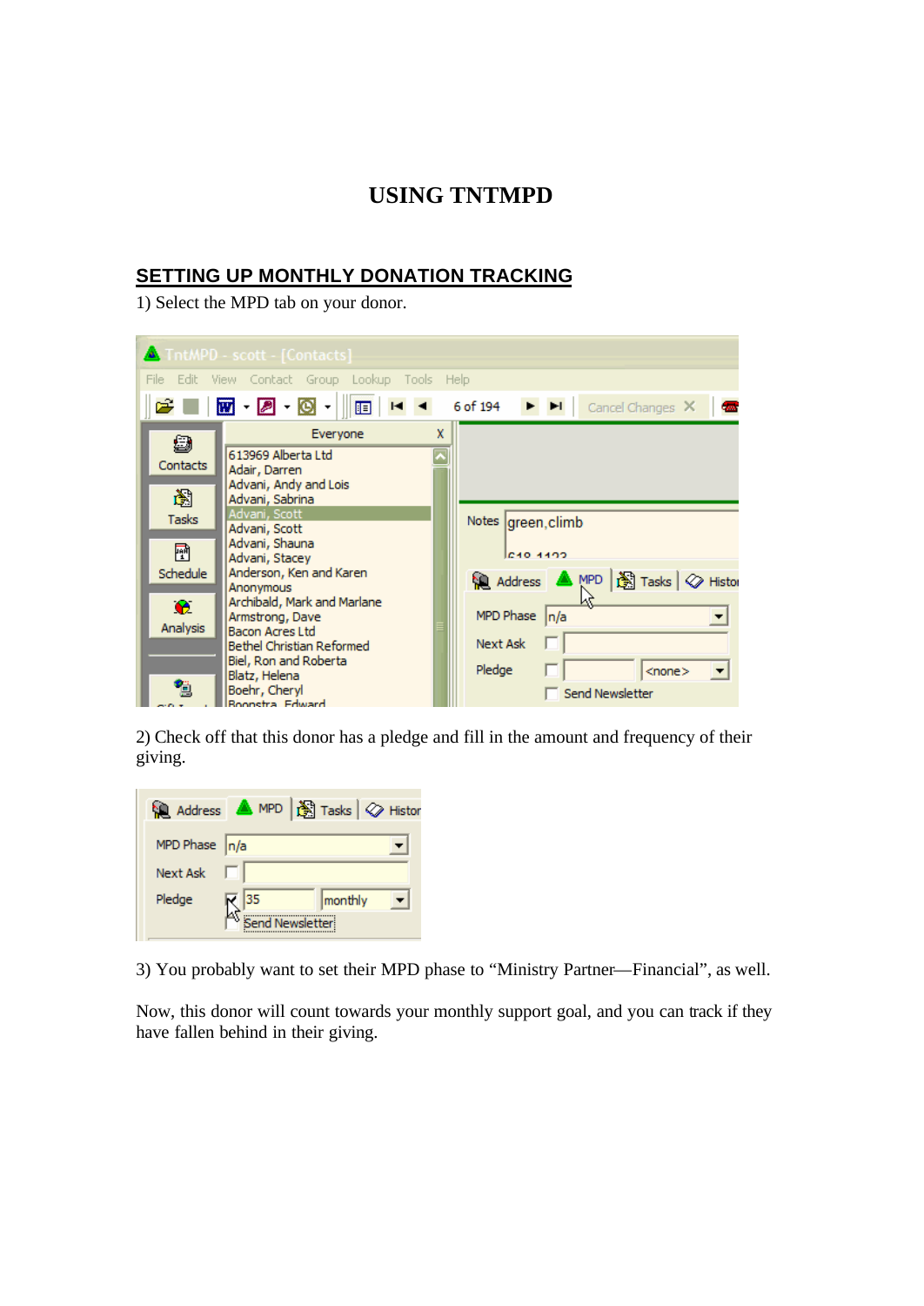# USING TNTMPD

## SETTING UP MONTHLY DONATION TRACKING

1) Select the MPD tab on your donor.

2) Check off that this donor has a pledge and fill in the amount and frequency of their giving.

3) You probably want to set their MPD phase to “Ministry Partner—Financial”, as well.

Now, this donor will count towards your monthly support goal, and you can track if they have fallen behind in their giving.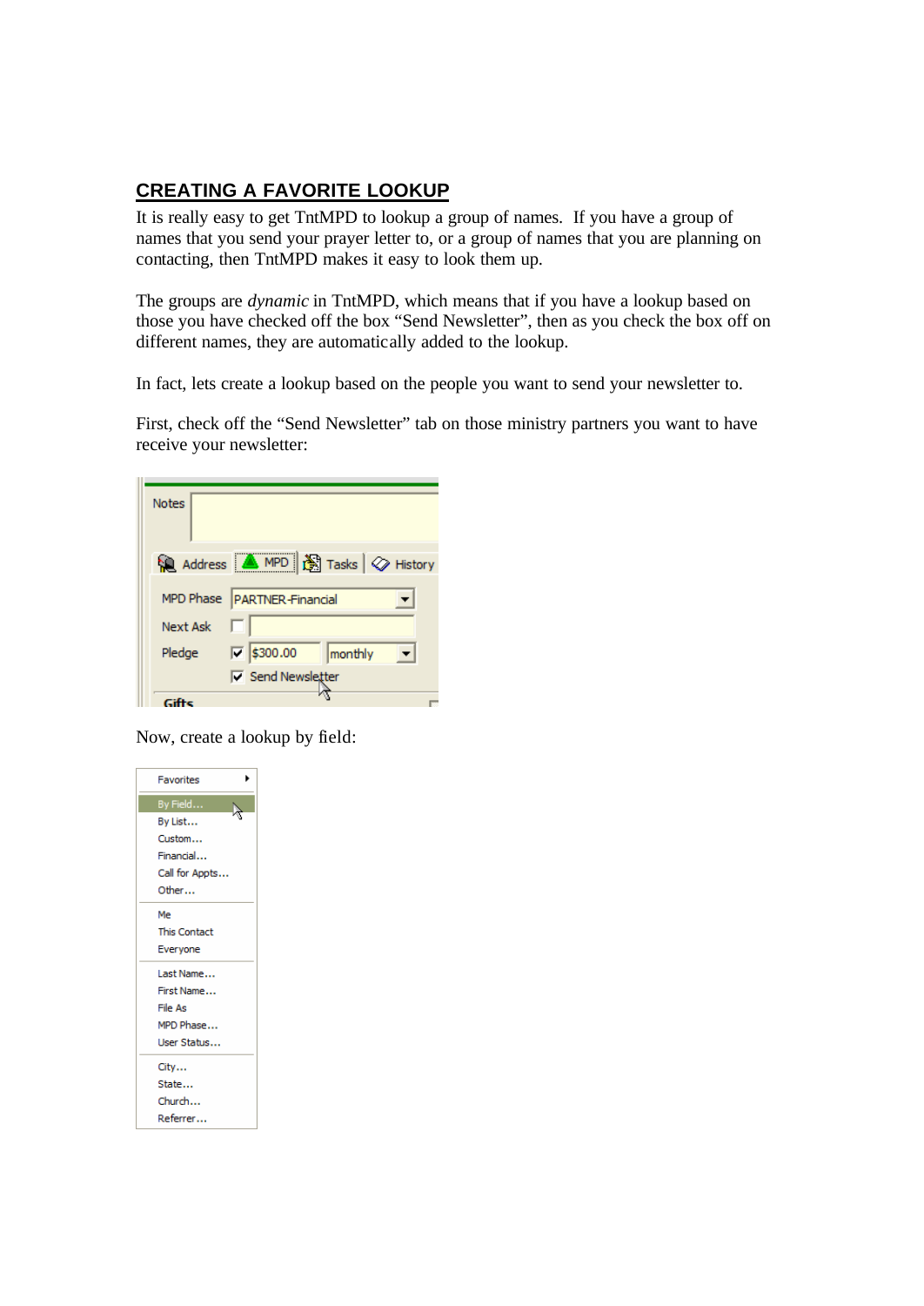## CREATING A FAVORITE LOOKUP

It is really easy to get TntMPD to lookup a group of names. If you have a group of names that you send your prayer letter to, or a group of names that you are planning on contacting, then TntMPD makes it easy to look them up.

The groups are *dynamic* in TntMPD, which means that if you have a lookup based on those you have checked off the box "Send Newsletter", then as you check the box off on different names, they are automatically added to the lookup.

In fact, lets create a lookup based on the people you want to send your newsletter to.

First, check off the "Send Newsletter" tab on those ministry partners you want to have receive your newsletter:

Now, create a lookup by field: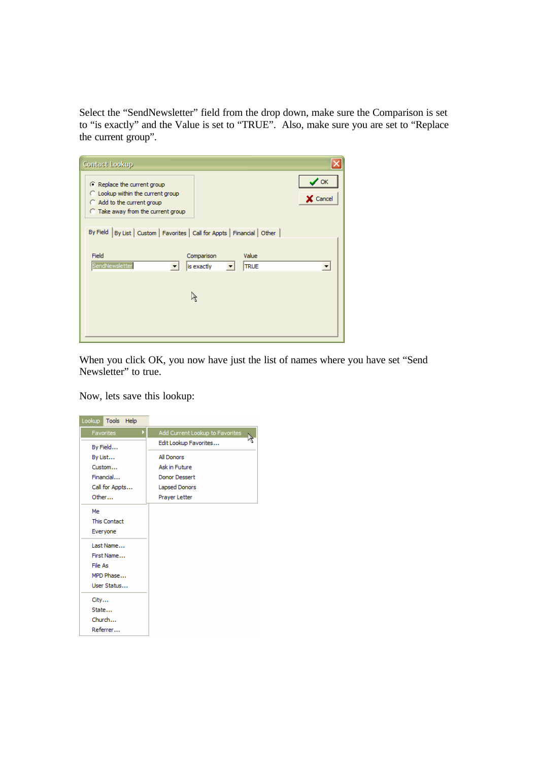Select the "SendNewsletter" field from the drop down, make sure the Comparison is set to "is exactly" and the Value is set to "TRUE". Also, make sure you are set to "Replace the current group".

When you click OK, you now have just the list of names where you have set "Send Newsletter" to true.

Now, lets save this lookup: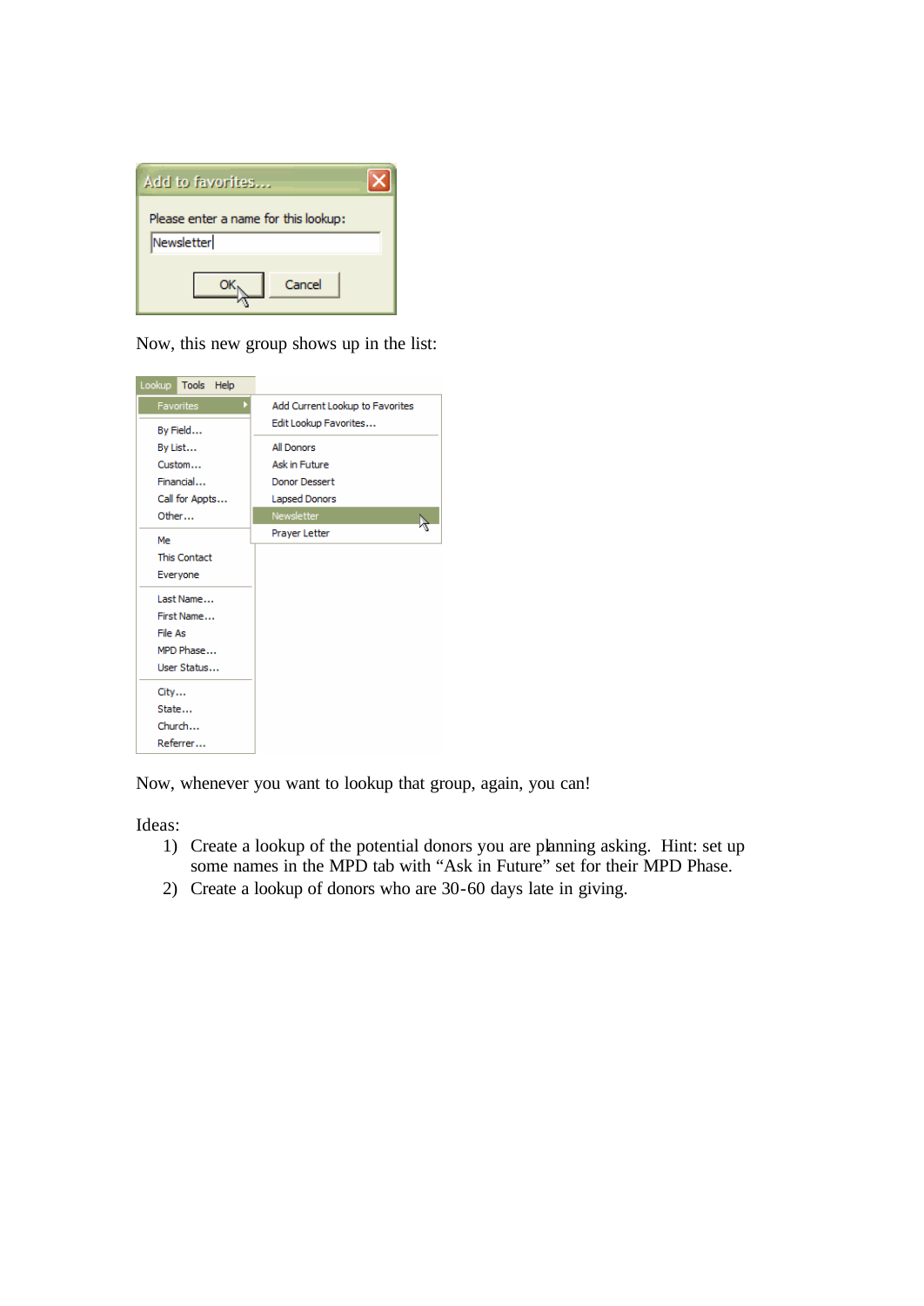Now, this new group shows up in the list:

Now, whenever you want to lookup that group, again, you can!

Ideas:

1) Create a lookup of the potential donors you are planning asking. Hint: set up some names in the MPD tab with “Ask in Future” set for their MPD Phase.
2) Create a lookup of donors who are 30-60 days late in giving.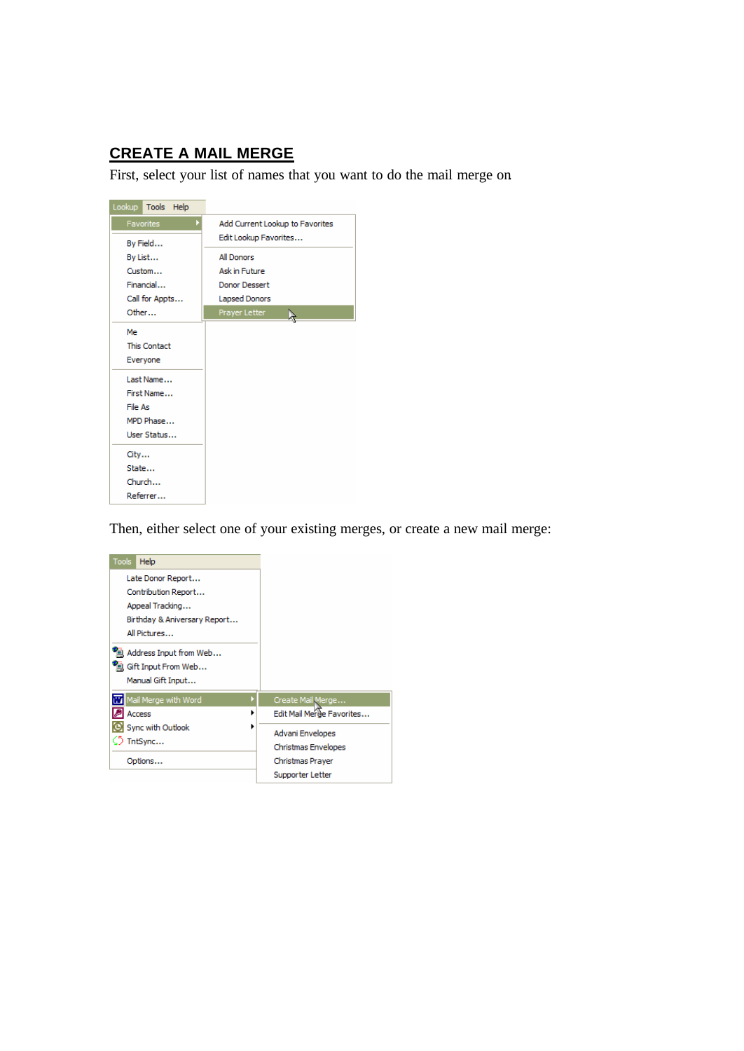## CREATE A MAIL MERGE

First, select your list of names that you want to do the mail merge on

Then, either select one of your existing merges, or create a new mail merge: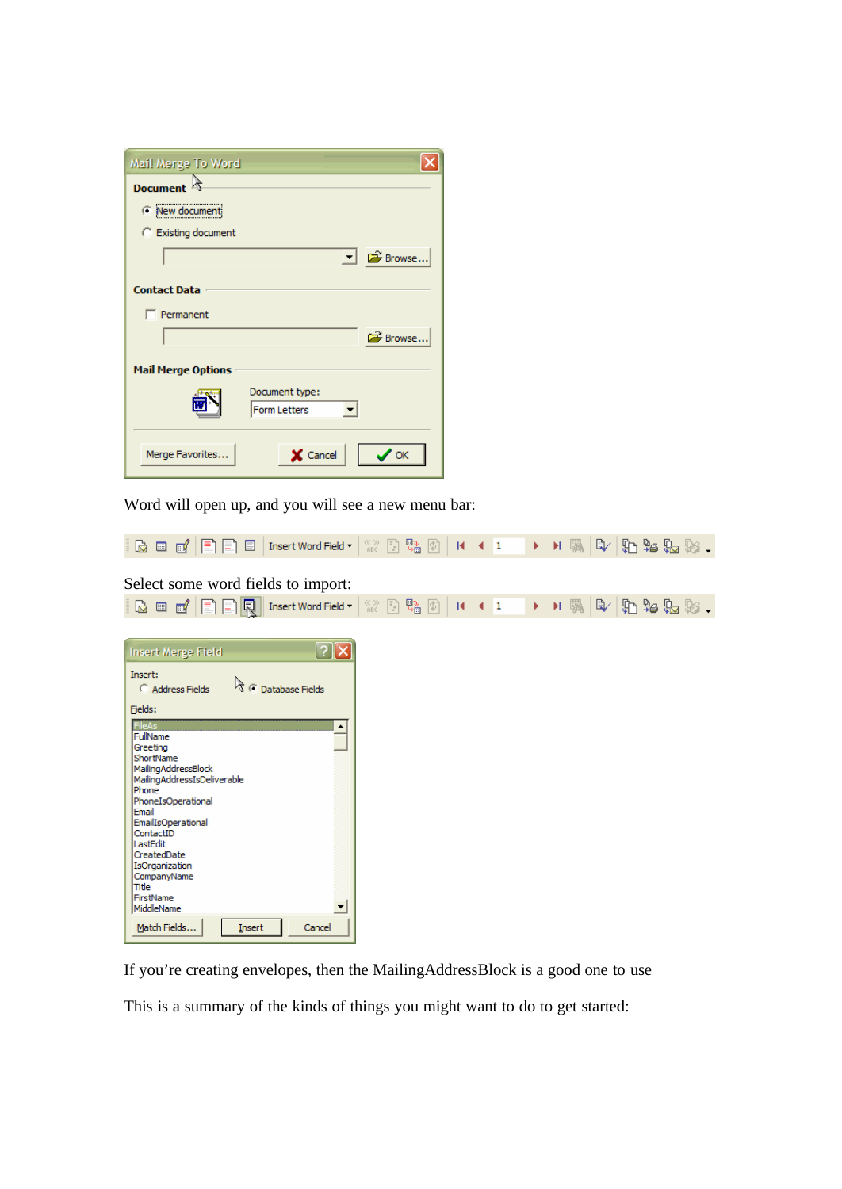Word will open up, and you will see a new menu bar:

Select some word fields to import:

If you're creating envelopes, then the MailingAddressBlock is a good one to use

This is a summary of the kinds of things you might want to do to get started: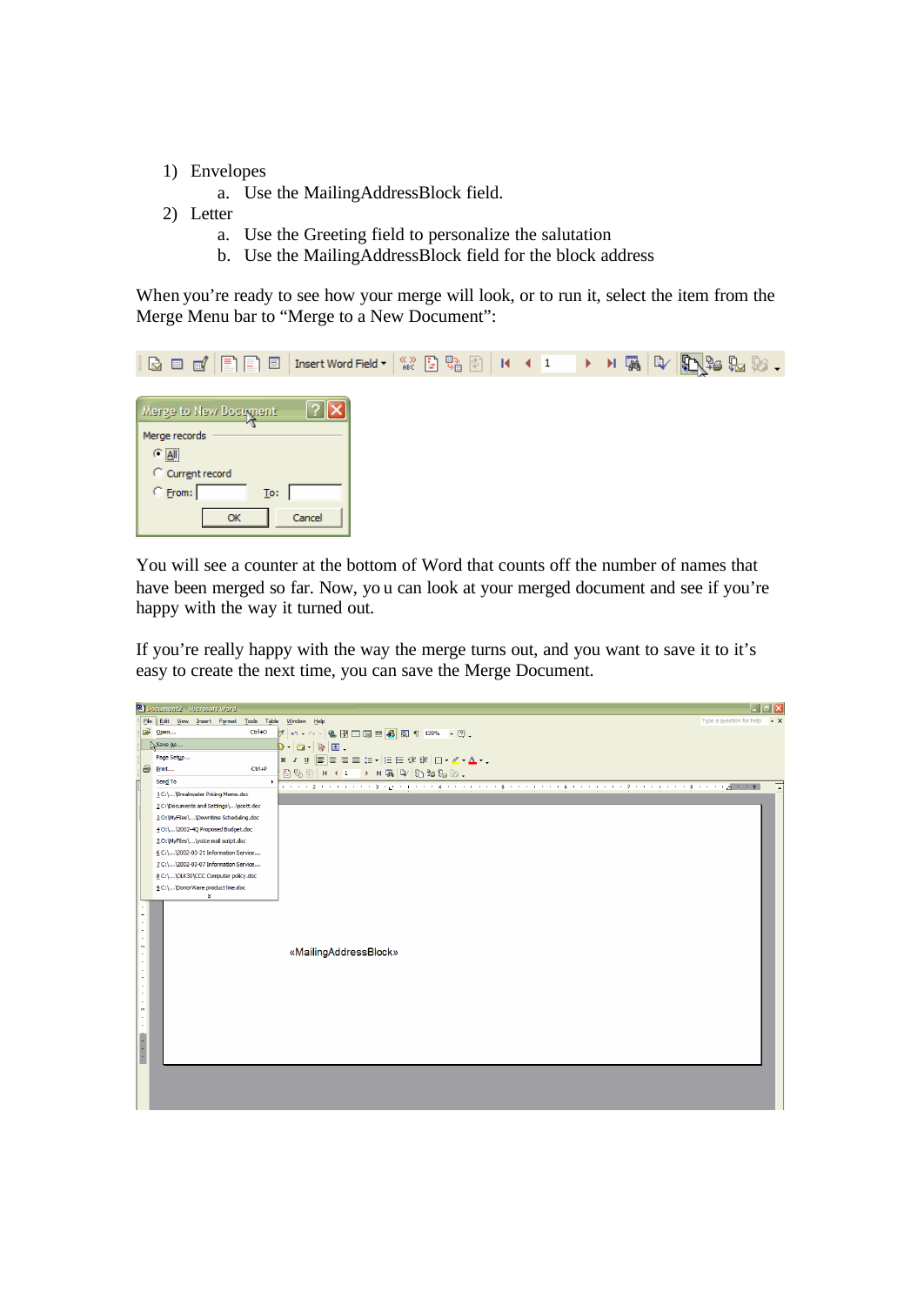1) Envelopes
    a. Use the MailingAddressBlock field.
2) Letter
    a. Use the Greeting field to personalize the salutation
    b. Use the MailingAddressBlock field for the block address

When you're ready to see how your merge will look, or to run it, select the item from the Merge Menu bar to "Merge to a New Document":

You will see a counter at the bottom of Word that counts off the number of names that have been merged so far. Now, yo u can look at your merged document and see if you're happy with the way it turned out.

If you're really happy with the way the merge turns out, and you want to save it to it's easy to create the next time, you can save the Merge Document.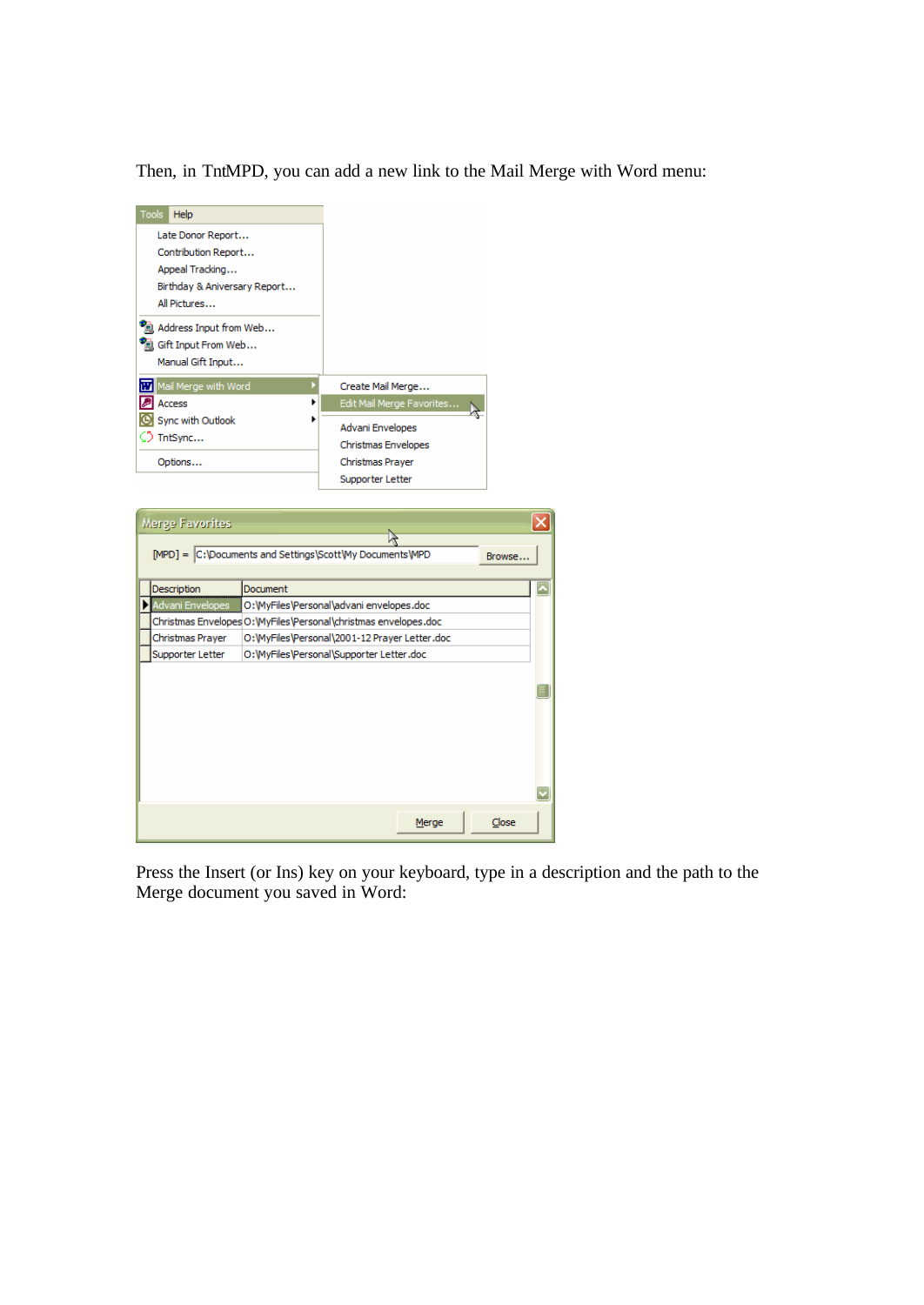Then, in TntMPD, you can add a new link to the Mail Merge with Word menu:

Press the Insert (or Ins) key on your keyboard, type in a description and the path to the Merge document you saved in Word: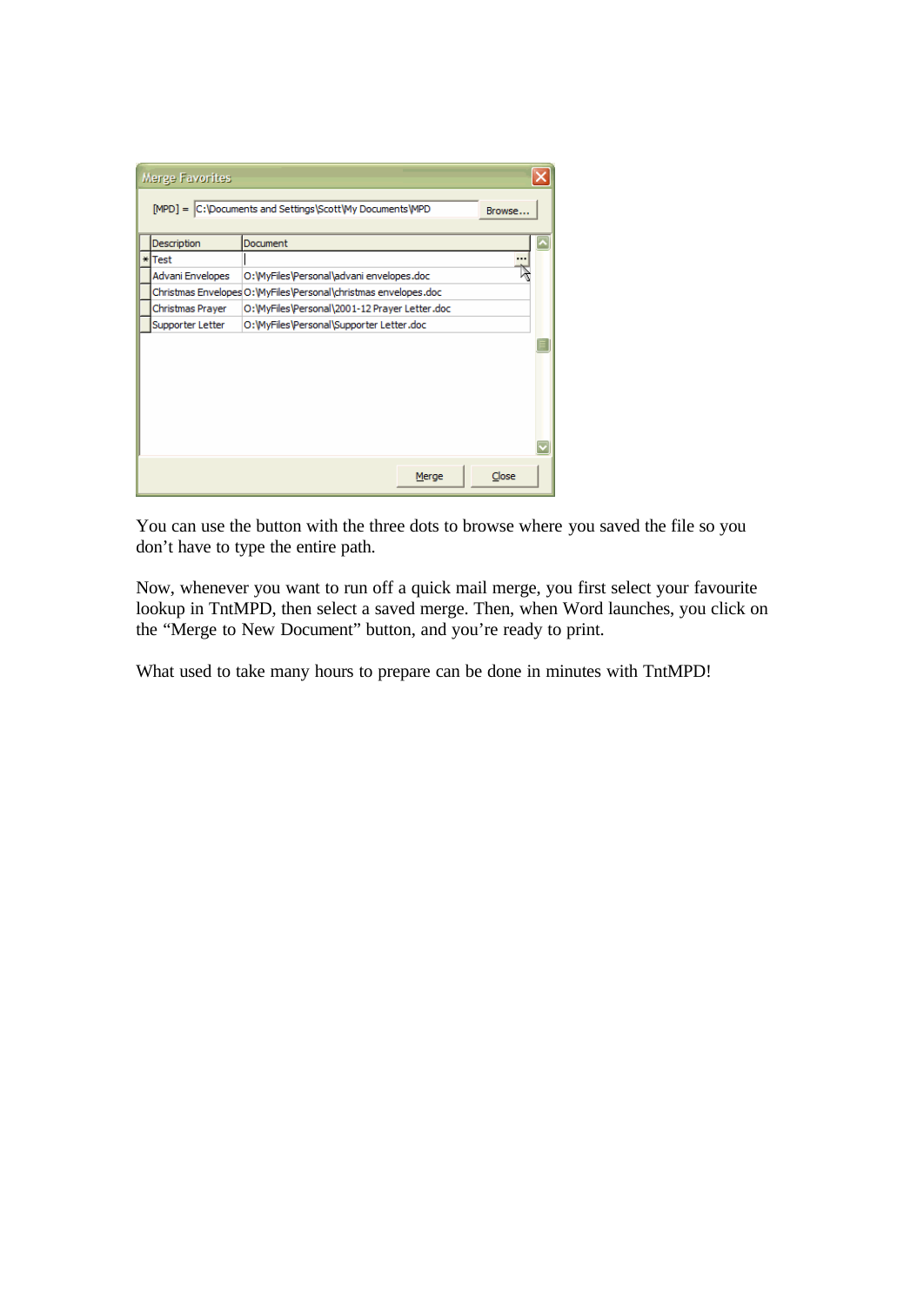You can use the button with the three dots to browse where you saved the file so you don't have to type the entire path.

Now, whenever you want to run off a quick mail merge, you first select your favourite lookup in TntMPD, then select a saved merge. Then, when Word launches, you click on the "Merge to New Document" button, and you're ready to print.

What used to take many hours to prepare can be done in minutes with TntMPD!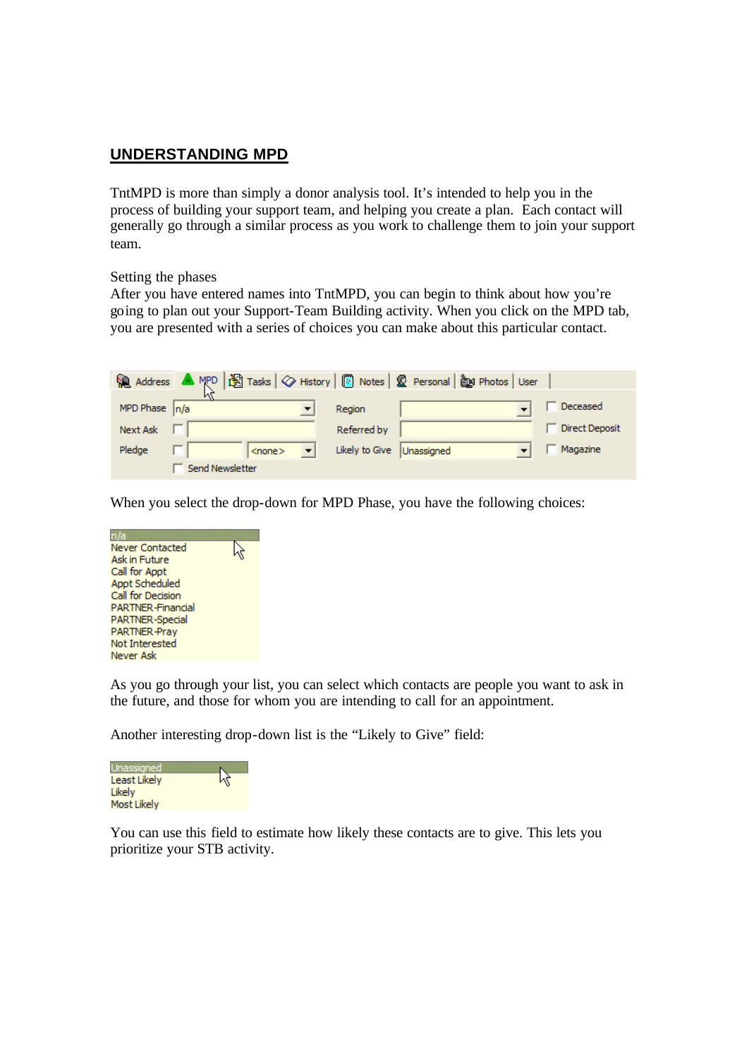## UNDERSTANDING MPD

TntMPD is more than simply a donor analysis tool. It's intended to help you in the process of building your support team, and helping you create a plan. Each contact will generally go through a similar process as you work to challenge them to join your support team.

Setting the phases
After you have entered names into TntMPD, you can begin to think about how you're going to plan out your Support-Team Building activity. When you click on the MPD tab, you are presented with a series of choices you can make about this particular contact.

When you select the drop-down for MPD Phase, you have the following choices:

As you go through your list, you can select which contacts are people you want to ask in the future, and those for whom you are intending to call for an appointment.

Another interesting drop-down list is the "Likely to Give" field:

You can use this field to estimate how likely these contacts are to give. This lets you prioritize your STB activity.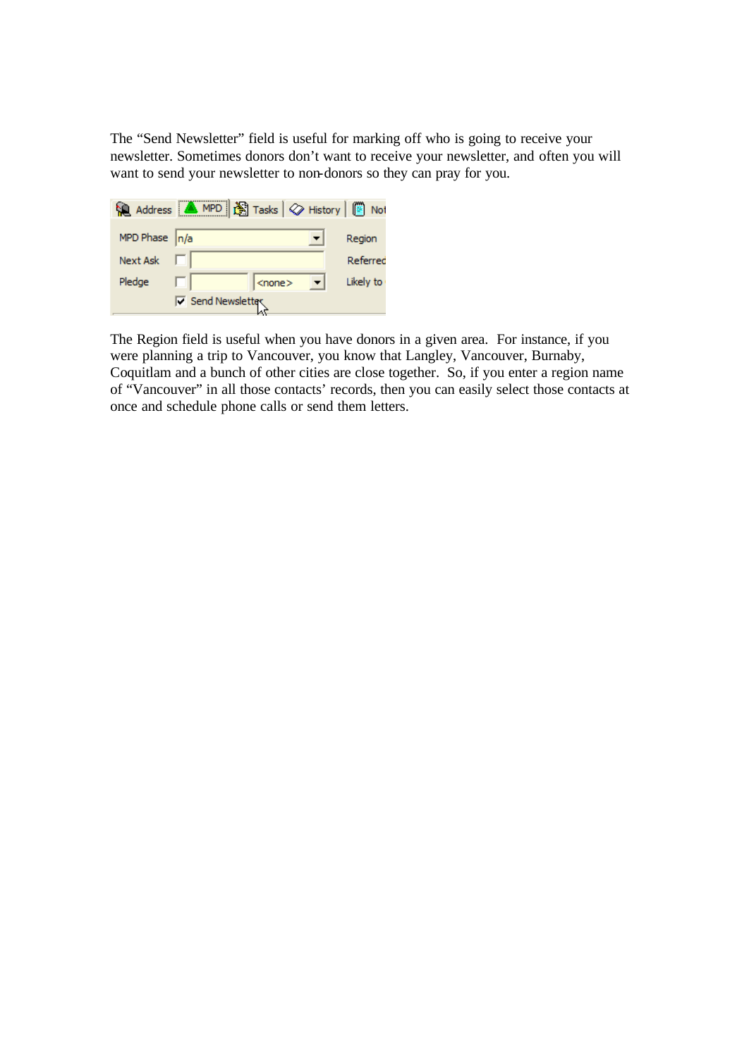The “Send Newsletter” field is useful for marking off who is going to receive your newsletter. Sometimes donors don’t want to receive your newsletter, and often you will want to send your newsletter to non-donors so they can pray for you.

The Region field is useful when you have donors in a given area. For instance, if you were planning a trip to Vancouver, you know that Langley, Vancouver, Burnaby, Coquitlam and a bunch of other cities are close together. So, if you enter a region name of “Vancouver” in all those contacts’ records, then you can easily select those contacts at once and schedule phone calls or send them letters.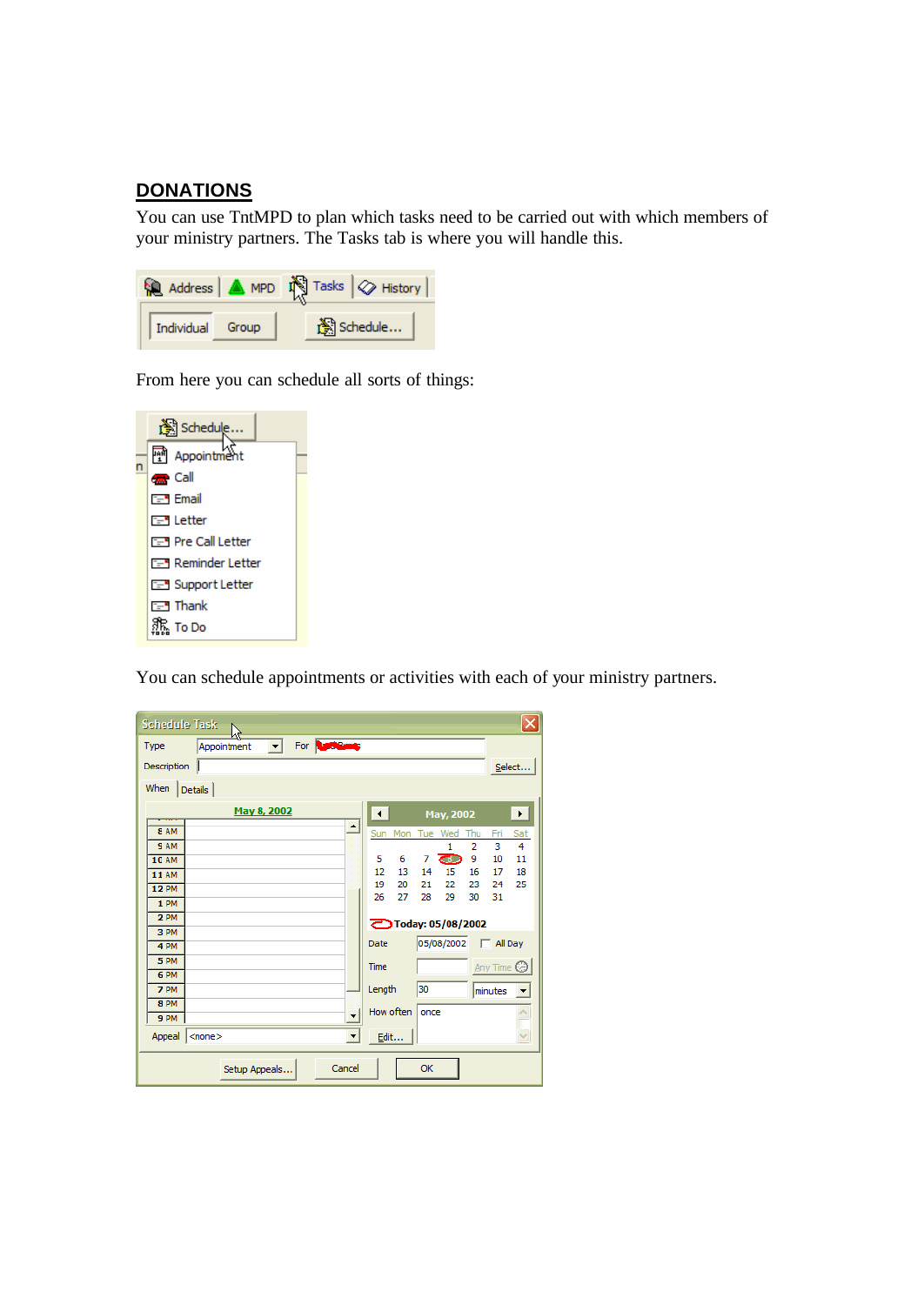## DONATIONS

You can use TntMPD to plan which tasks need to be carried out with which members of your ministry partners. The Tasks tab is where you will handle this.

From here you can schedule all sorts of things:

You can schedule appointments or activities with each of your ministry partners.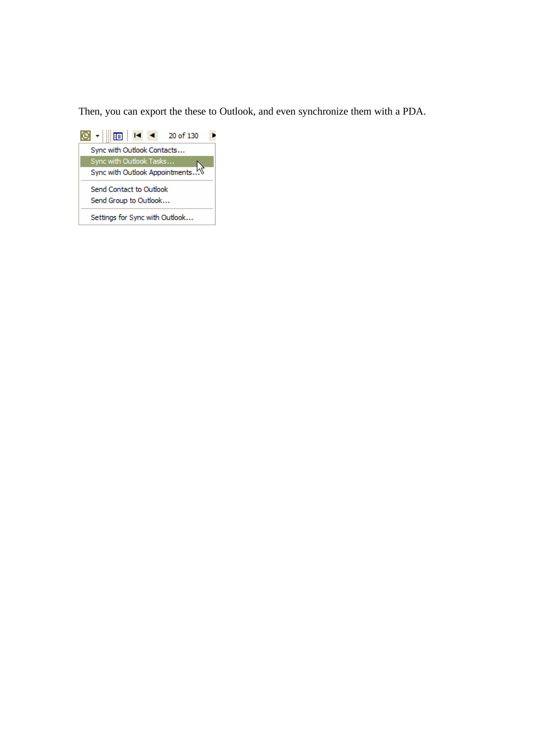Then, you can export the these to Outlook, and even synchronize them with a PDA.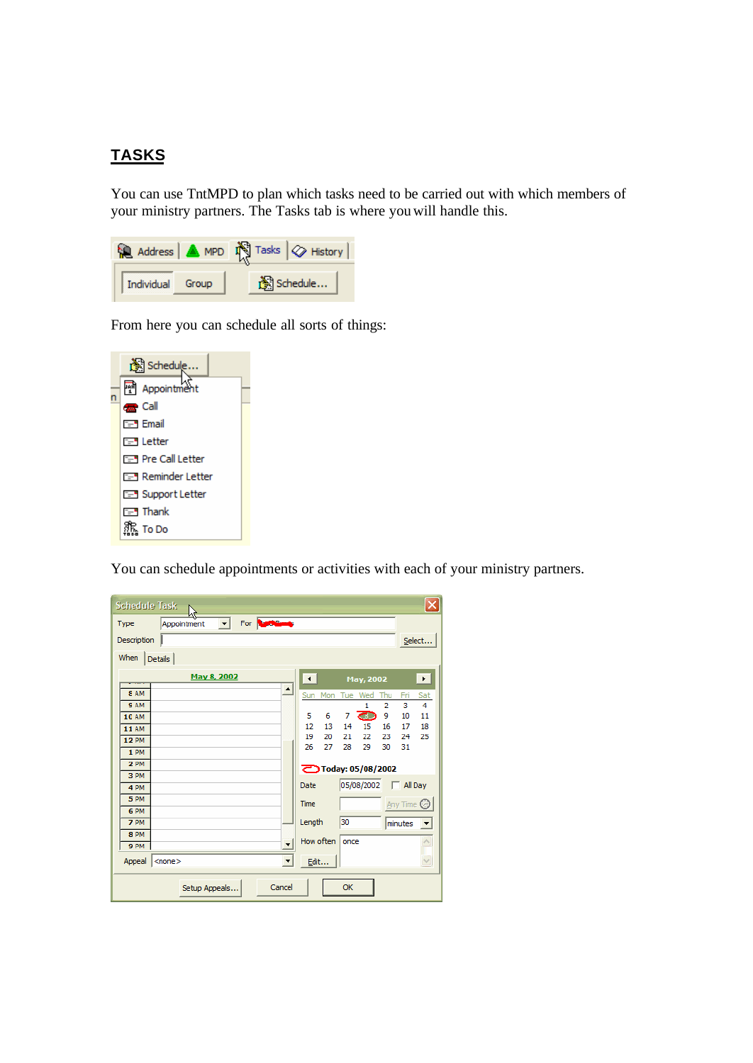## TASKS

You can use TntMPD to plan which tasks need to be carried out with which members of your ministry partners. The Tasks tab is where you will handle this.

From here you can schedule all sorts of things:

You can schedule appointments or activities with each of your ministry partners.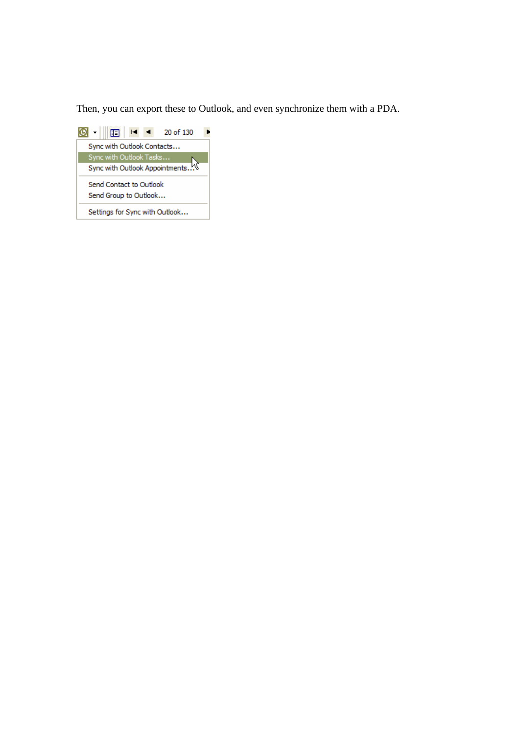Then, you can export these to Outlook, and even synchronize them with a PDA.